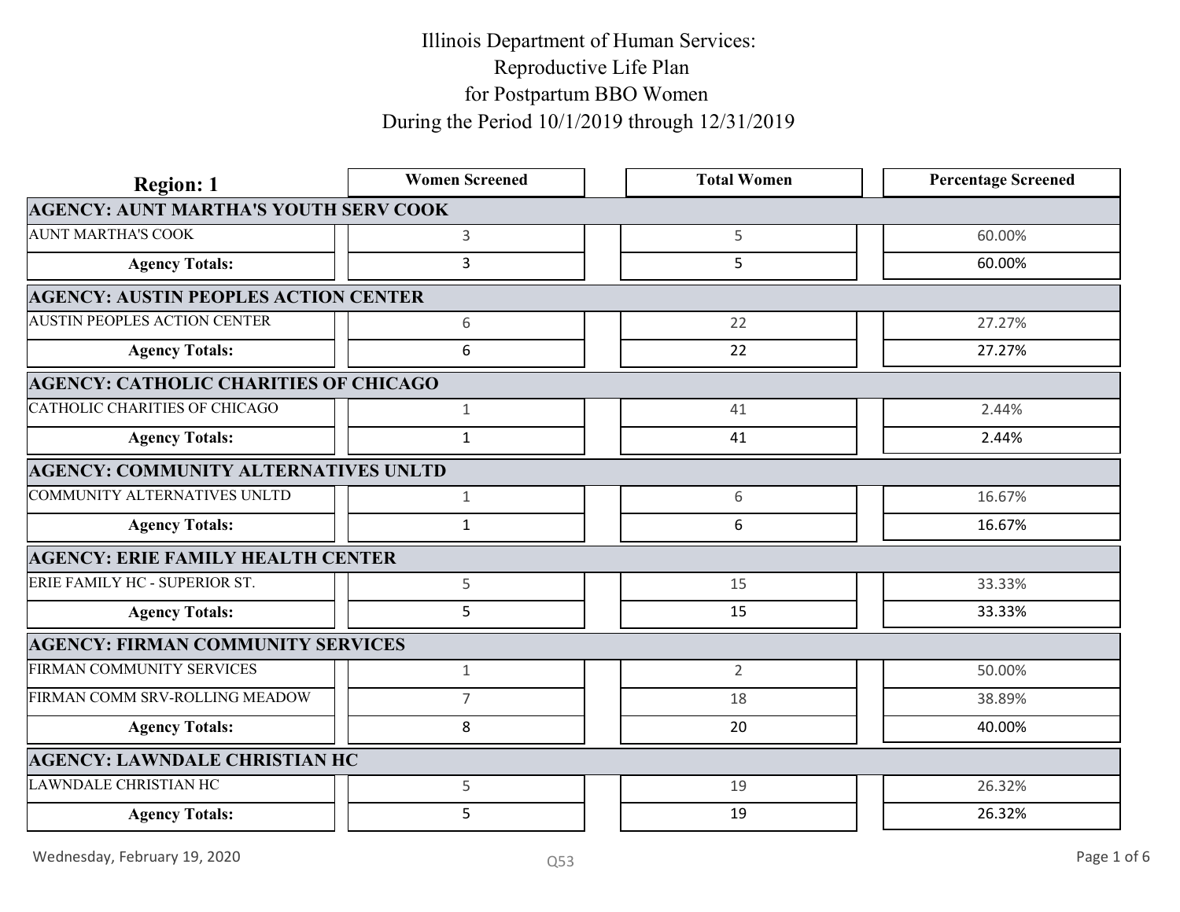# Illinois Department of Human Services:
# Reproductive Life Plan
# for Postpartum BBO Women
# During the Period 10/1/2019 through 12/31/2019

| Region: 1 | Women Screened | Total Women | Percentage Screened |
|---|---|---|---|
| **AGENCY: AUNT MARTHA'S YOUTH SERV COOK** | | | |
| AUNT MARTHA'S COOK | 3 | 5 | 60.00% |
| **Agency Totals:** | 3 | 5 | 60.00% |
| **AGENCY: AUSTIN PEOPLES ACTION CENTER** | | | |
| AUSTIN PEOPLES ACTION CENTER | 6 | 22 | 27.27% |
| **Agency Totals:** | 6 | 22 | 27.27% |
| **AGENCY: CATHOLIC CHARITIES OF CHICAGO** | | | |
| CATHOLIC CHARITIES OF CHICAGO | 1 | 41 | 2.44% |
| **Agency Totals:** | 1 | 41 | 2.44% |
| **AGENCY: COMMUNITY ALTERNATIVES UNLTD** | | | |
| COMMUNITY ALTERNATIVES UNLTD | 1 | 6 | 16.67% |
| **Agency Totals:** | 1 | 6 | 16.67% |
| **AGENCY: ERIE FAMILY HEALTH CENTER** | | | |
| ERIE FAMILY HC - SUPERIOR ST. | 5 | 15 | 33.33% |
| **Agency Totals:** | 5 | 15 | 33.33% |
| **AGENCY: FIRMAN COMMUNITY SERVICES** | | | |
| FIRMAN COMMUNITY SERVICES | 1 | 2 | 50.00% |
| FIRMAN COMM SRV-ROLLING MEADOW | 7 | 18 | 38.89% |
| **Agency Totals:** | 8 | 20 | 40.00% |
| **AGENCY: LAWNDALE CHRISTIAN HC** | | | |
| LAWNDALE CHRISTIAN HC | 5 | 19 | 26.32% |
| **Agency Totals:** | 5 | 19 | 26.32% |

Wednesday, February 19, 2020

Q53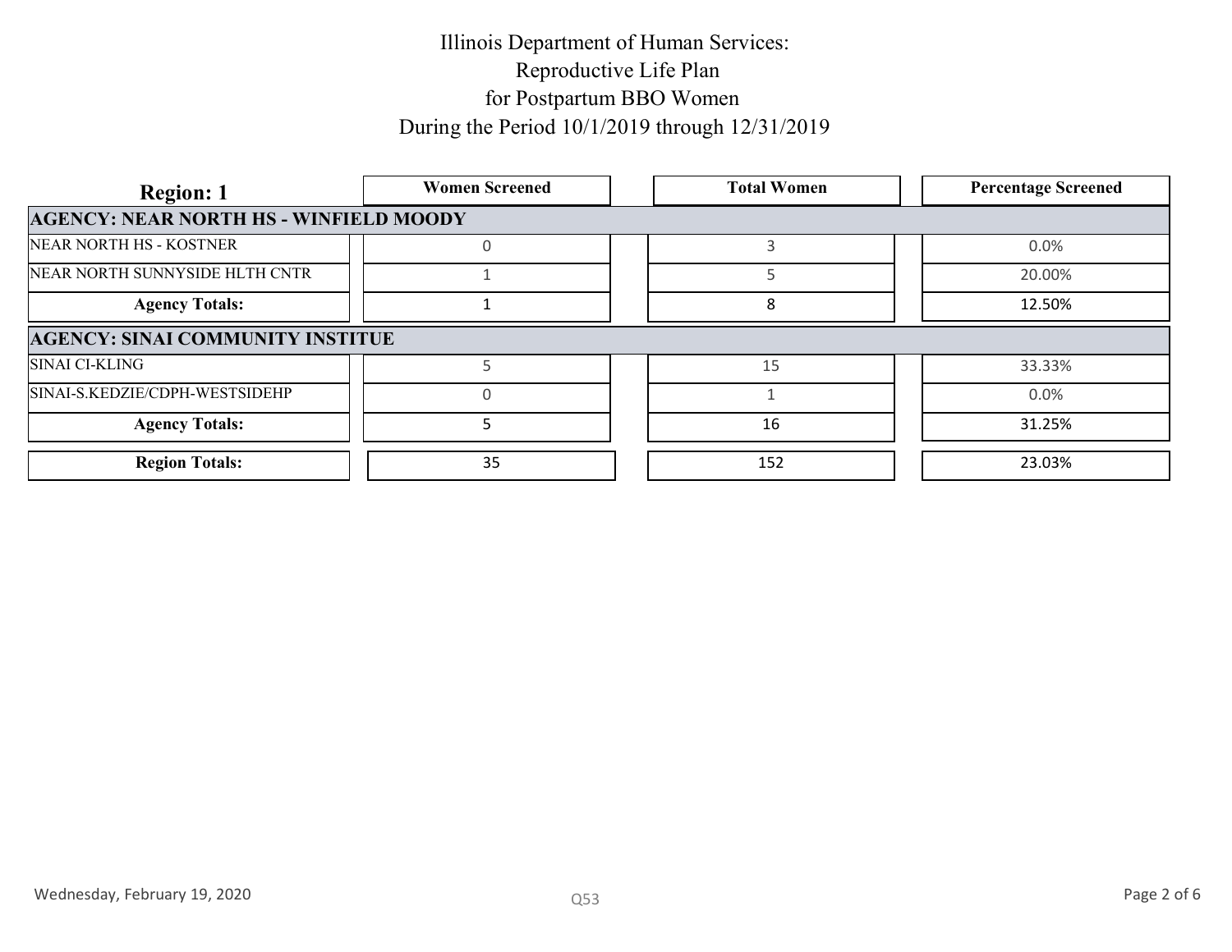# Illinois Department of Human Services: Reproductive Life Plan for Postpartum BBO Women During the Period 10/1/2019 through 12/31/2019

| Region: 1 | Women Screened | Total Women | Percentage Screened |
|---|---|---|---|
| **AGENCY: NEAR NORTH HS - WINFIELD MOODY** | | | |
| NEAR NORTH HS - KOSTNER | 0 | 3 | 0.0% |
| NEAR NORTH SUNNYSIDE HLTH CNTR | 1 | 5 | 20.00% |
| **Agency Totals:** | 1 | 8 | 12.50% |
| **AGENCY: SINAI COMMUNITY INSTITUE** | | | |
| SINAI CI-KLING | 5 | 15 | 33.33% |
| SINAI-S.KEDZIE/CDPH-WESTSIDEHP | 0 | 1 | 0.0% |
| **Agency Totals:** | 5 | 16 | 31.25% |
| **Region Totals:** | 35 | 152 | 23.03% |

Wednesday, February 19, 2020

Q53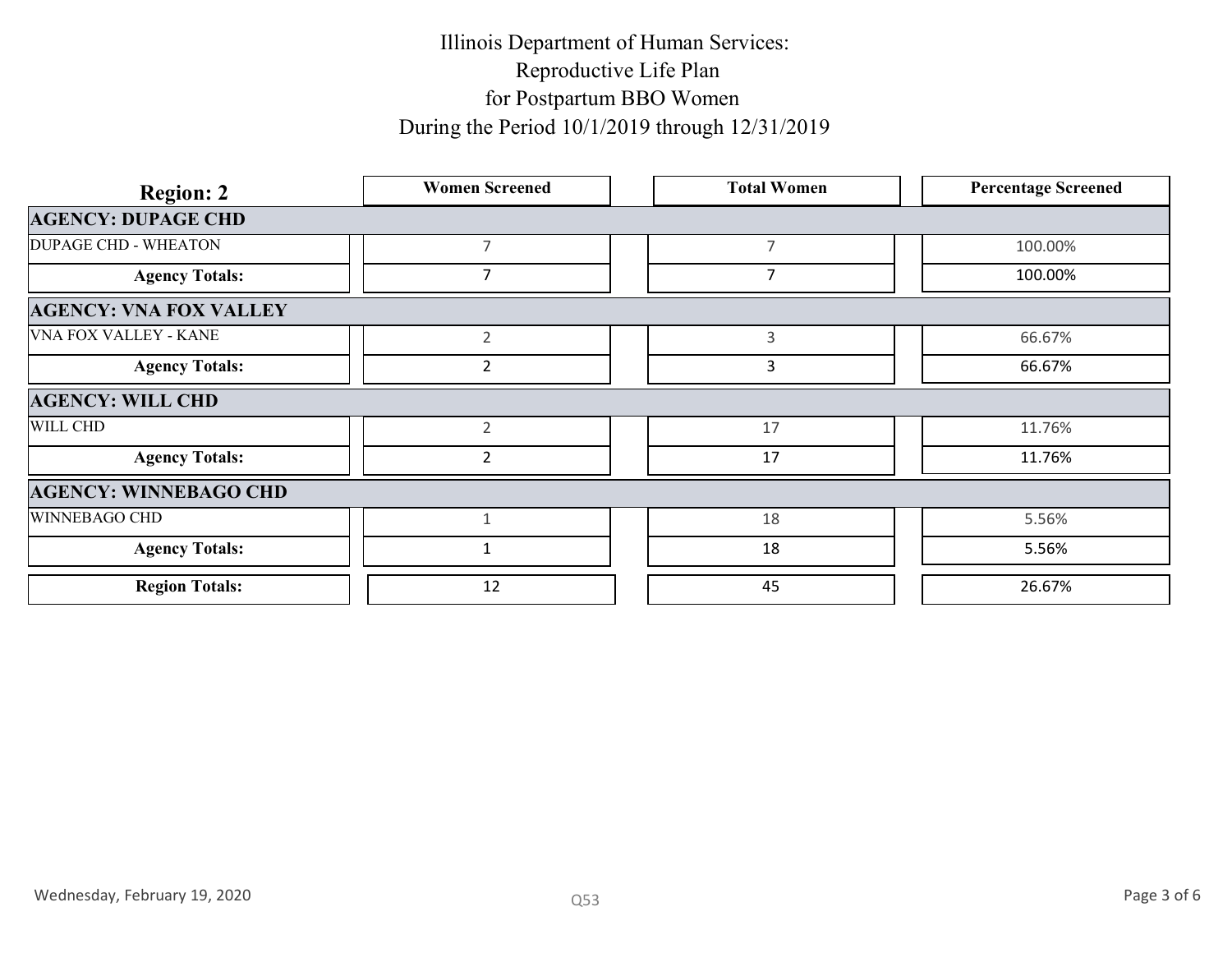# Illinois Department of Human Services:
# Reproductive Life Plan
# for Postpartum BBO Women
# During the Period 10/1/2019 through 12/31/2019

| Region: 2 | Women Screened | Total Women | Percentage Screened |
|---|---|---|---|
| **AGENCY: DUPAGE CHD** | | | |
| DUPAGE CHD - WHEATON | 7 | 7 | 100.00% |
| **Agency Totals:** | 7 | 7 | 100.00% |
| **AGENCY: VNA FOX VALLEY** | | | |
| VNA FOX VALLEY - KANE | 2 | 3 | 66.67% |
| **Agency Totals:** | 2 | 3 | 66.67% |
| **AGENCY: WILL CHD** | | | |
| WILL CHD | 2 | 17 | 11.76% |
| **Agency Totals:** | 2 | 17 | 11.76% |
| **AGENCY: WINNEBAGO CHD** | | | |
| WINNEBAGO CHD | 1 | 18 | 5.56% |
| **Agency Totals:** | 1 | 18 | 5.56% |
| **Region Totals:** | 12 | 45 | 26.67% |

Wednesday, February 19, 2020

Q53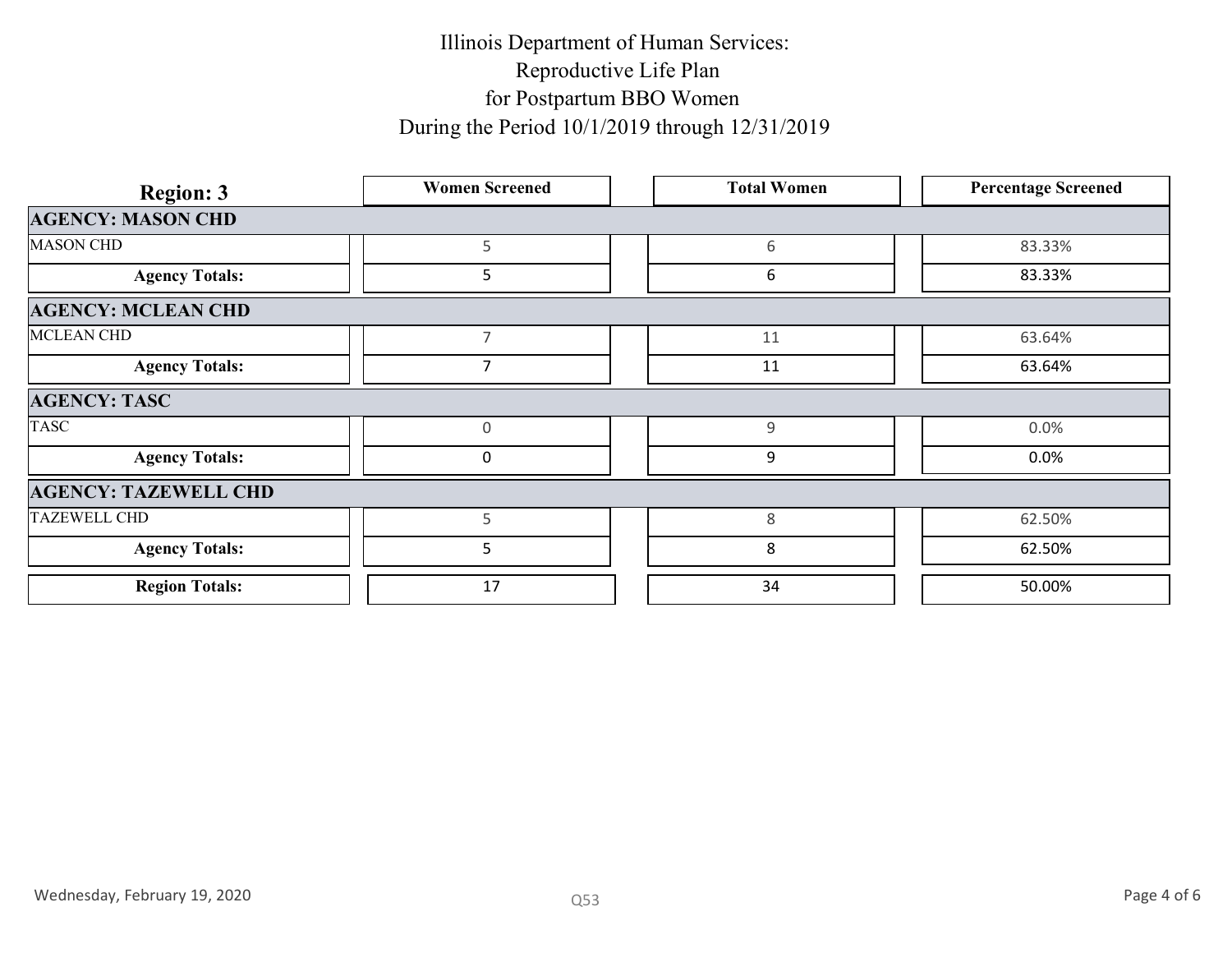# Illinois Department of Human Services:
## Reproductive Life Plan
## for Postpartum BBO Women
## During the Period 10/1/2019 through 12/31/2019

| Region: 3 | Women Screened | Total Women | Percentage Screened |
|---|---|---|---|
| **AGENCY: MASON CHD** | | | |
| MASON CHD | 5 | 6 | 83.33% |
| **Agency Totals:** | 5 | 6 | 83.33% |
| **AGENCY: MCLEAN CHD** | | | |
| MCLEAN CHD | 7 | 11 | 63.64% |
| **Agency Totals:** | 7 | 11 | 63.64% |
| **AGENCY: TASC** | | | |
| TASC | 0 | 9 | 0.0% |
| **Agency Totals:** | 0 | 9 | 0.0% |
| **AGENCY: TAZEWELL CHD** | | | |
| TAZEWELL CHD | 5 | 8 | 62.50% |
| **Agency Totals:** | 5 | 8 | 62.50% |
| **Region Totals:** | 17 | 34 | 50.00% |

Wednesday, February 19, 2020

Q53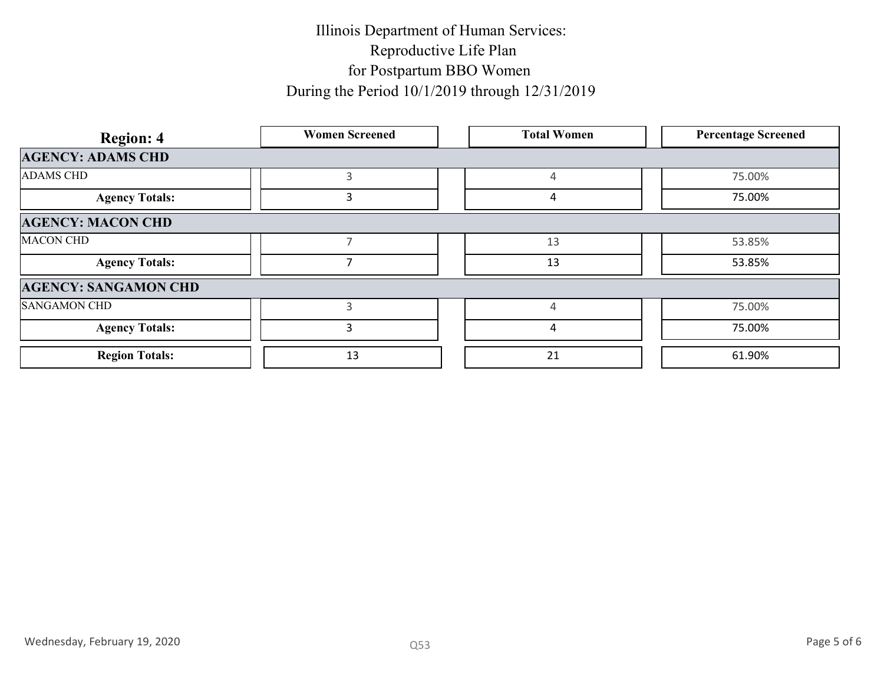# Illinois Department of Human Services:
# Reproductive Life Plan
# for Postpartum BBO Women
# During the Period 10/1/2019 through 12/31/2019

| Region: 4 | Women Screened | Total Women | Percentage Screened |
|---|---|---|---|
| **AGENCY: ADAMS CHD** | | | |
| ADAMS CHD | 3 | 4 | 75.00% |
| **Agency Totals:** | 3 | 4 | 75.00% |
| **AGENCY: MACON CHD** | | | |
| MACON CHD | 7 | 13 | 53.85% |
| **Agency Totals:** | 7 | 13 | 53.85% |
| **AGENCY: SANGAMON CHD** | | | |
| SANGAMON CHD | 3 | 4 | 75.00% |
| **Agency Totals:** | 3 | 4 | 75.00% |
| **Region Totals:** | 13 | 21 | 61.90% |

Wednesday, February 19, 2020

Q53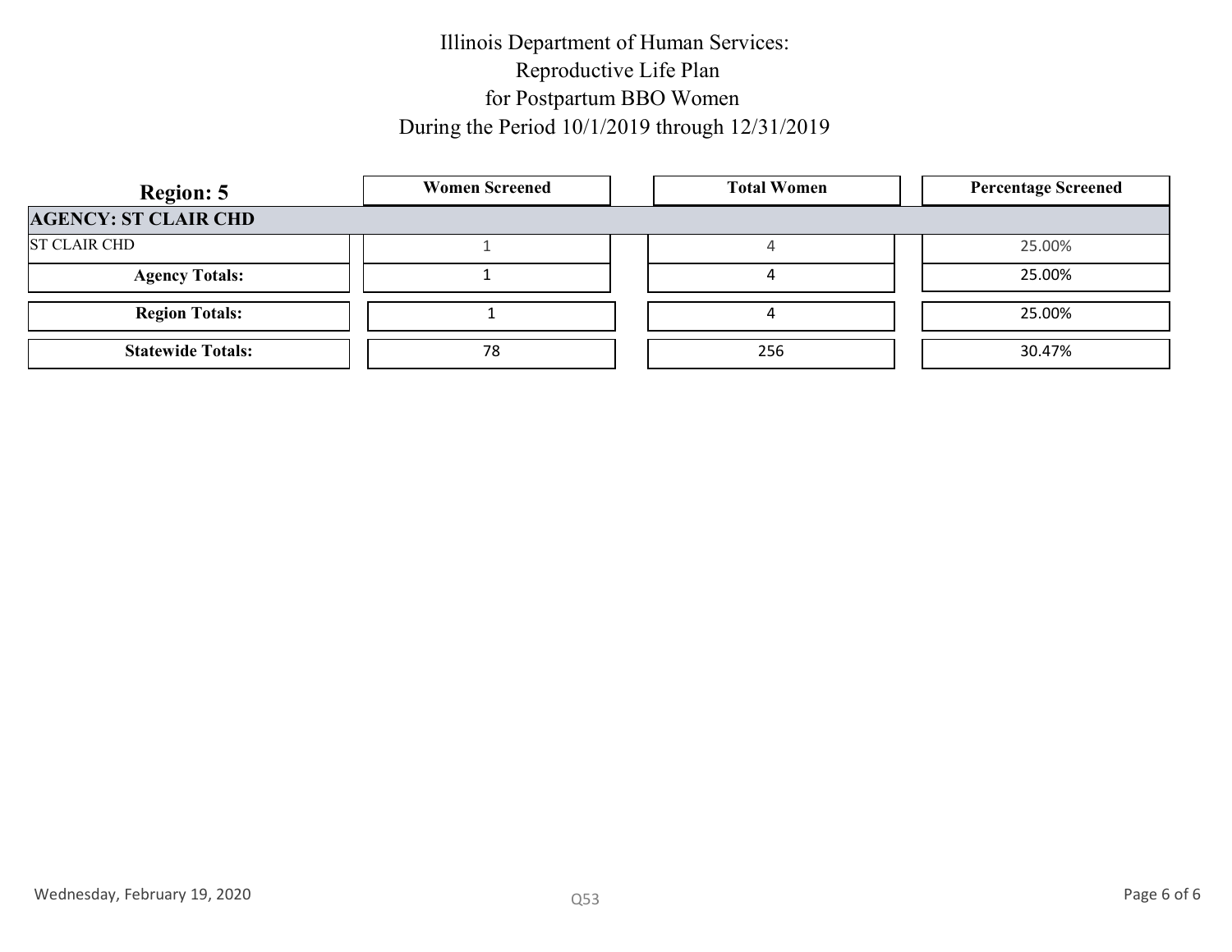# Illinois Department of Human Services:
# Reproductive Life Plan
# for Postpartum BBO Women
# During the Period 10/1/2019 through 12/31/2019

| Region: 5 | Women Screened | Total Women | Percentage Screened |
|---|---|---|---|
| **AGENCY: ST CLAIR CHD** | | | |
| ST CLAIR CHD | 1 | 4 | 25.00% |
| **Agency Totals:** | 1 | 4 | 25.00% |
| **Region Totals:** | 1 | 4 | 25.00% |
| **Statewide Totals:** | 78 | 256 | 30.47% |

Wednesday, February 19, 2020

Q53